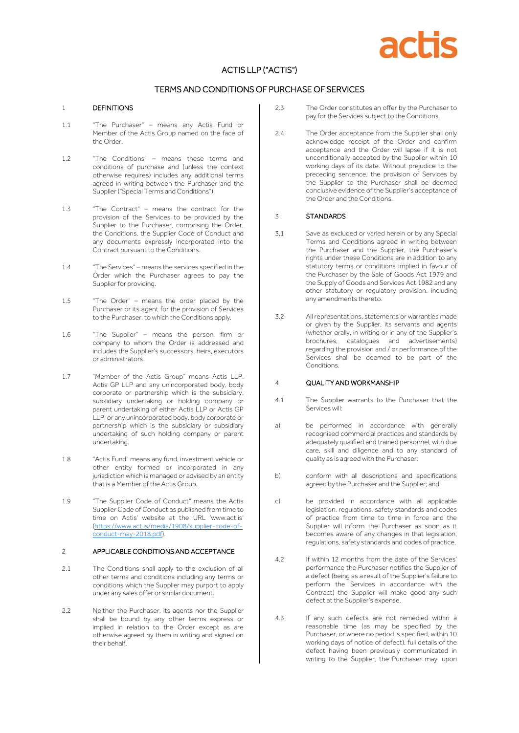actis

# ACTIS LLP ("ACTIS")

## TERMS AND CONDITIONS OF PURCHASE OF SERVICES

### 1 DEFINITIONS

1.1 "The Purchaser" – means any Actis Fund or Member of the Actis Group named on the face of the Order.

1.2 "The Conditions" – means these terms and conditions of purchase and (unless the context otherwise requires) includes any additional terms agreed in writing between the Purchaser and the Supplier ("Special Terms and Conditions").

1.3 "The Contract" – means the contract for the provision of the Services to be provided by the Supplier to the Purchaser, comprising the Order, the Conditions, the Supplier Code of Conduct and any documents expressly incorporated into the Contract pursuant to the Conditions.

1.4 "The Services" – means the services specified in the Order which the Purchaser agrees to pay the Supplier for providing.

1.5 "The Order" – means the order placed by the Purchaser or its agent for the provision of Services to the Purchaser, to which the Conditions apply.

1.6 "The Supplier" – means the person, firm or company to whom the Order is addressed and includes the Supplier's successors, heirs, executors or administrators.

1.7 "Member of the Actis Group" means Actis LLP, Actis GP LLP and any unincorporated body, body corporate or partnership which is the subsidiary, subsidiary undertaking or holding company or parent undertaking of either Actis LLP or Actis GP LLP, or any unincorporated body, body corporate or partnership which is the subsidiary or subsidiary undertaking of such holding company or parent undertaking.

1.8 "Actis Fund" means any fund, investment vehicle or other entity formed or incorporated in any jurisdiction which is managed or advised by an entity that is a Member of the Actis Group.

1.9 "The Supplier Code of Conduct" means the Actis Supplier Code of Conduct as published from time to time on Actis' website at the URL 'www.act.is' (https://www.act.is/media/1908/supplier-code-of-conduct-may-2018.pdf).

### 2 APPLICABLE CONDITIONS AND ACCEPTANCE

2.1 The Conditions shall apply to the exclusion of all other terms and conditions including any terms or conditions which the Supplier may purport to apply under any sales offer or similar document.

2.2 Neither the Purchaser, its agents nor the Supplier shall be bound by any other terms express or implied in relation to the Order except as are otherwise agreed by them in writing and signed on their behalf.

2.3 The Order constitutes an offer by the Purchaser to pay for the Services subject to the Conditions.

2.4 The Order acceptance from the Supplier shall only acknowledge receipt of the Order and confirm acceptance and the Order will lapse if it is not unconditionally accepted by the Supplier within 10 working days of its date. Without prejudice to the preceding sentence, the provision of Services by the Supplier to the Purchaser shall be deemed conclusive evidence of the Supplier's acceptance of the Order and the Conditions.

### 3 STANDARDS

3.1 Save as excluded or varied herein or by any Special Terms and Conditions agreed in writing between the Purchaser and the Supplier, the Purchaser's rights under these Conditions are in addition to any statutory terms or conditions implied in favour of the Purchaser by the Sale of Goods Act 1979 and the Supply of Goods and Services Act 1982 and any other statutory or regulatory provision, including any amendments thereto.

3.2 All representations, statements or warranties made or given by the Supplier, its servants and agents (whether orally, in writing or in any of the Supplier's brochures, catalogues and advertisements) regarding the provision and / or performance of the Services shall be deemed to be part of the Conditions.

### 4 QUALITY AND WORKMANSHIP

4.1 The Supplier warrants to the Purchaser that the Services will:

a) be performed in accordance with generally recognised commercial practices and standards by adequately qualified and trained personnel, with due care, skill and diligence and to any standard of quality as is agreed with the Purchaser;

b) conform with all descriptions and specifications agreed by the Purchaser and the Supplier; and

c) be provided in accordance with all applicable legislation, regulations, safety standards and codes of practice from time to time in force and the Supplier will inform the Purchaser as soon as it becomes aware of any changes in that legislation, regulations, safety standards and codes of practice.

4.2 If within 12 months from the date of the Services' performance the Purchaser notifies the Supplier of a defect (being as a result of the Supplier's failure to perform the Services in accordance with the Contract) the Supplier will make good any such defect at the Supplier's expense.

4.3 If any such defects are not remedied within a reasonable time (as may be specified by the Purchaser, or where no period is specified, within 10 working days of notice of defect), full details of the defect having been previously communicated in writing to the Supplier, the Purchaser may, upon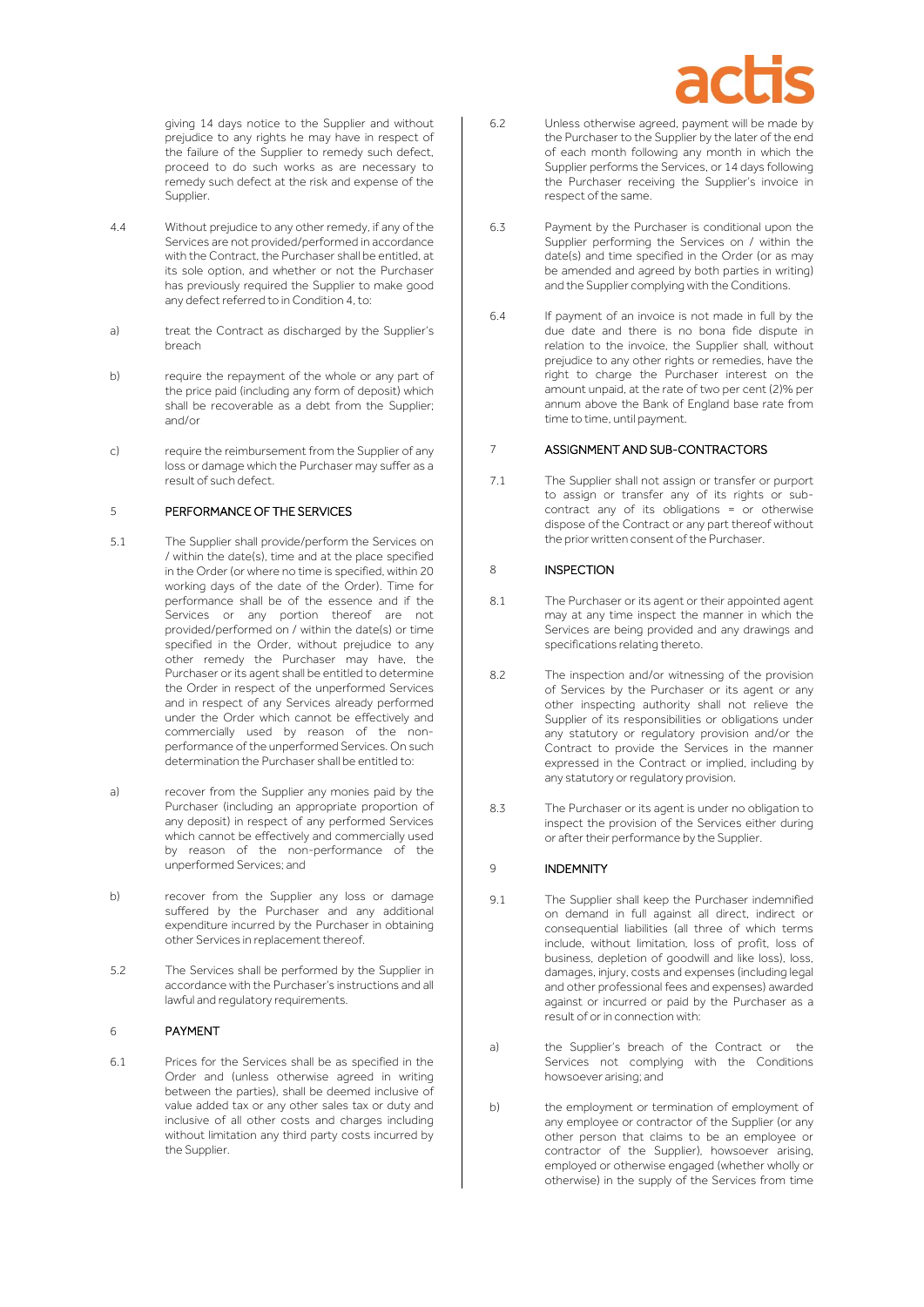giving 14 days notice to the Supplier and without prejudice to any rights he may have in respect of the failure of the Supplier to remedy such defect, proceed to do such works as are necessary to remedy such defect at the risk and expense of the Supplier.

4.4 Without prejudice to any other remedy, if any of the Services are not provided/performed in accordance with the Contract, the Purchaser shall be entitled, at its sole option, and whether or not the Purchaser has previously required the Supplier to make good any defect referred to in Condition 4, to:

a) treat the Contract as discharged by the Supplier's breach

b) require the repayment of the whole or any part of the price paid (including any form of deposit) which shall be recoverable as a debt from the Supplier; and/or

c) require the reimbursement from the Supplier of any loss or damage which the Purchaser may suffer as a result of such defect.

## 5 PERFORMANCE OF THE SERVICES

5.1 The Supplier shall provide/perform the Services on / within the date(s), time and at the place specified in the Order (or where no time is specified, within 20 working days of the date of the Order). Time for performance shall be of the essence and if the Services or any portion thereof are not provided/performed on / within the date(s) or time specified in the Order, without prejudice to any other remedy the Purchaser may have, the Purchaser or its agent shall be entitled to determine the Order in respect of the unperformed Services and in respect of any Services already performed under the Order which cannot be effectively and commercially used by reason of the non-performance of the unperformed Services. On such determination the Purchaser shall be entitled to:

a) recover from the Supplier any monies paid by the Purchaser (including an appropriate proportion of any deposit) in respect of any performed Services which cannot be effectively and commercially used by reason of the non-performance of the unperformed Services; and

b) recover from the Supplier any loss or damage suffered by the Purchaser and any additional expenditure incurred by the Purchaser in obtaining other Services in replacement thereof.

5.2 The Services shall be performed by the Supplier in accordance with the Purchaser's instructions and all lawful and regulatory requirements.

## 6 PAYMENT

6.1 Prices for the Services shall be as specified in the Order and (unless otherwise agreed in writing between the parties), shall be deemed inclusive of value added tax or any other sales tax or duty and inclusive of all other costs and charges including without limitation any third party costs incurred by the Supplier.

6.2 Unless otherwise agreed, payment will be made by the Purchaser to the Supplier by the later of the end of each month following any month in which the Supplier performs the Services, or 14 days following the Purchaser receiving the Supplier's invoice in respect of the same.

6.3 Payment by the Purchaser is conditional upon the Supplier performing the Services on / within the date(s) and time specified in the Order (or as may be amended and agreed by both parties in writing) and the Supplier complying with the Conditions.

6.4 If payment of an invoice is not made in full by the due date and there is no bona fide dispute in relation to the invoice, the Supplier shall, without prejudice to any other rights or remedies, have the right to charge the Purchaser interest on the amount unpaid, at the rate of two per cent (2)% per annum above the Bank of England base rate from time to time, until payment.

## 7 ASSIGNMENT AND SUB-CONTRACTORS

7.1 The Supplier shall not assign or transfer or purport to assign or transfer any of its rights or sub-contract any of its obligations = or otherwise dispose of the Contract or any part thereof without the prior written consent of the Purchaser.

## 8 INSPECTION

8.1 The Purchaser or its agent or their appointed agent may at any time inspect the manner in which the Services are being provided and any drawings and specifications relating thereto.

8.2 The inspection and/or witnessing of the provision of Services by the Purchaser or its agent or any other inspecting authority shall not relieve the Supplier of its responsibilities or obligations under any statutory or regulatory provision and/or the Contract to provide the Services in the manner expressed in the Contract or implied, including by any statutory or regulatory provision.

8.3 The Purchaser or its agent is under no obligation to inspect the provision of the Services either during or after their performance by the Supplier.

## 9 INDEMNITY

9.1 The Supplier shall keep the Purchaser indemnified on demand in full against all direct, indirect or consequential liabilities (all three of which terms include, without limitation, loss of profit, loss of business, depletion of goodwill and like loss), loss, damages, injury, costs and expenses (including legal and other professional fees and expenses) awarded against or incurred or paid by the Purchaser as a result of or in connection with:

a) the Supplier's breach of the Contract or the Services not complying with the Conditions howsoever arising; and

b) the employment or termination of employment of any employee or contractor of the Supplier (or any other person that claims to be an employee or contractor of the Supplier), howsoever arising, employed or otherwise engaged (whether wholly or otherwise) in the supply of the Services from time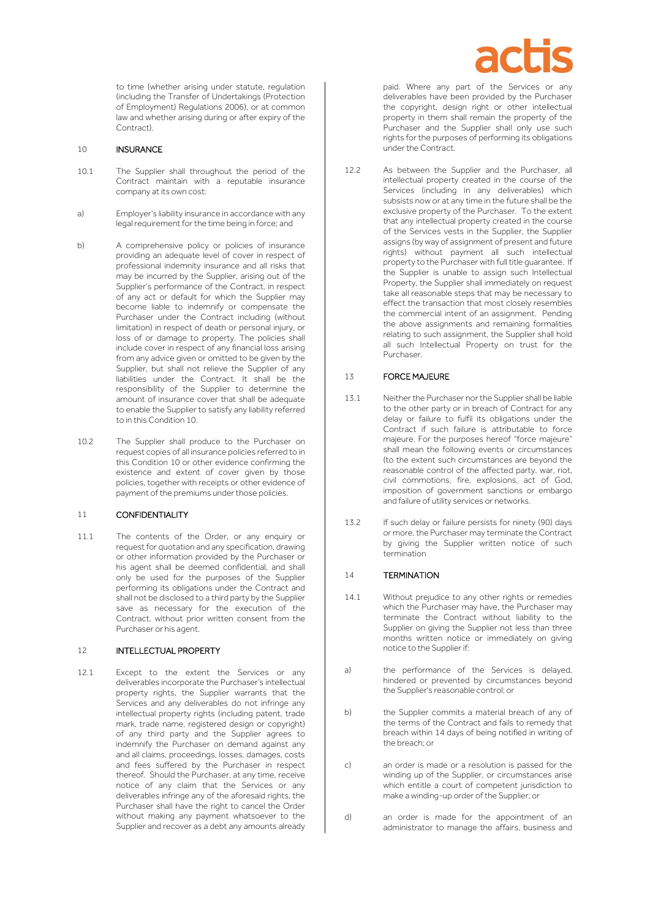to time (whether arising under statute, regulation (including the Transfer of Undertakings (Protection of Employment) Regulations 2006), or at common law and whether arising during or after expiry of the Contract).

## 10 INSURANCE

10.1 The Supplier shall throughout the period of the Contract maintain with a reputable insurance company at its own cost:

a) Employer's liability insurance in accordance with any legal requirement for the time being in force; and

b) A comprehensive policy or policies of insurance providing an adequate level of cover in respect of professional indemnity insurance and all risks that may be incurred by the Supplier, arising out of the Supplier's performance of the Contract, in respect of any act or default for which the Supplier may become liable to indemnify or compensate the Purchaser under the Contract including (without limitation) in respect of death or personal injury, or loss of or damage to property. The policies shall include cover in respect of any financial loss arising from any advice given or omitted to be given by the Supplier, but shall not relieve the Supplier of any liabilities under the Contract. It shall be the responsibility of the Supplier to determine the amount of insurance cover that shall be adequate to enable the Supplier to satisfy any liability referred to in this Condition 10.

10.2 The Supplier shall produce to the Purchaser on request copies of all insurance policies referred to in this Condition 10 or other evidence confirming the existence and extent of cover given by those policies, together with receipts or other evidence of payment of the premiums under those policies.

## 11 CONFIDENTIALITY

11.1 The contents of the Order, or any enquiry or request for quotation and any specification, drawing or other information provided by the Purchaser or his agent shall be deemed confidential, and shall only be used for the purposes of the Supplier performing its obligations under the Contract and shall not be disclosed to a third party by the Supplier save as necessary for the execution of the Contract, without prior written consent from the Purchaser or his agent.

## 12 INTELLECTUAL PROPERTY

12.1 Except to the extent the Services or any deliverables incorporate the Purchaser's intellectual property rights, the Supplier warrants that the Services and any deliverables do not infringe any intellectual property rights (including patent, trade mark, trade name, registered design or copyright) of any third party and the Supplier agrees to indemnify the Purchaser on demand against any and all claims, proceedings, losses, damages, costs and fees suffered by the Purchaser in respect thereof. Should the Purchaser, at any time, receive notice of any claim that the Services or any deliverables infringe any of the aforesaid rights, the Purchaser shall have the right to cancel the Order without making any payment whatsoever to the Supplier and recover as a debt any amounts already paid. Where any part of the Services or any deliverables have been provided by the Purchaser the copyright, design right or other intellectual property in them shall remain the property of the Purchaser and the Supplier shall only use such rights for the purposes of performing its obligations under the Contract.

12.2 As between the Supplier and the Purchaser, all intellectual property created in the course of the Services (including in any deliverables) which subsists now or at any time in the future shall be the exclusive property of the Purchaser. To the extent that any intellectual property created in the course of the Services vests in the Supplier, the Supplier assigns (by way of assignment of present and future rights) without payment all such intellectual property to the Purchaser with full title guarantee. If the Supplier is unable to assign such Intellectual Property, the Supplier shall immediately on request take all reasonable steps that may be necessary to effect the transaction that most closely resembles the commercial intent of an assignment. Pending the above assignments and remaining formalities relating to such assignment, the Supplier shall hold all such Intellectual Property on trust for the Purchaser.

## 13 FORCE MAJEURE

13.1 Neither the Purchaser nor the Supplier shall be liable to the other party or in breach of Contract for any delay or failure to fulfil its obligations under the Contract if such failure is attributable to force majeure. For the purposes hereof "force majeure" shall mean the following events or circumstances (to the extent such circumstances are beyond the reasonable control of the affected party, war, riot, civil commotions, fire, explosions, act of God, imposition of government sanctions or embargo and failure of utility services or networks.

13.2 If such delay or failure persists for ninety (90) days or more, the Purchaser may terminate the Contract by giving the Supplier written notice of such termination

## 14 TERMINATION

14.1 Without prejudice to any other rights or remedies which the Purchaser may have, the Purchaser may terminate the Contract without liability to the Supplier on giving the Supplier not less than three months written notice or immediately on giving notice to the Supplier if:

a) the performance of the Services is delayed, hindered or prevented by circumstances beyond the Supplier's reasonable control; or

b) the Supplier commits a material breach of any of the terms of the Contract and fails to remedy that breach within 14 days of being notified in writing of the breach; or

c) an order is made or a resolution is passed for the winding up of the Supplier, or circumstances arise which entitle a court of competent jurisdiction to make a winding-up order of the Supplier; or

d) an order is made for the appointment of an administrator to manage the affairs, business and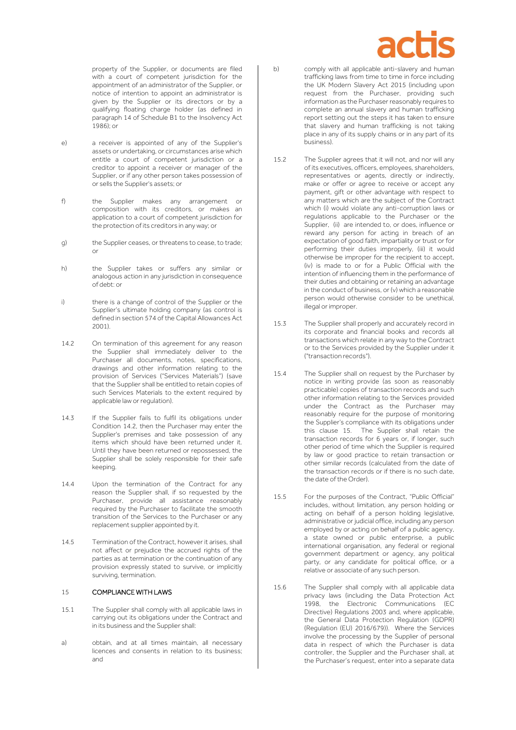property of the Supplier, or documents are filed with a court of competent jurisdiction for the appointment of an administrator of the Supplier, or notice of intention to appoint an administrator is given by the Supplier or its directors or by a qualifying floating charge holder (as defined in paragraph 14 of Schedule B1 to the Insolvency Act 1986); or

e) a receiver is appointed of any of the Supplier's assets or undertaking, or circumstances arise which entitle a court of competent jurisdiction or a creditor to appoint a receiver or manager of the Supplier, or if any other person takes possession of or sells the Supplier's assets; or

f) the Supplier makes any arrangement or composition with its creditors, or makes an application to a court of competent jurisdiction for the protection of its creditors in any way; or

g) the Supplier ceases, or threatens to cease, to trade; or

h) the Supplier takes or suffers any similar or analogous action in any jurisdiction in consequence of debt: or

i) there is a change of control of the Supplier or the Supplier's ultimate holding company (as control is defined in section 574 of the Capital Allowances Act 2001).

14.2 On termination of this agreement for any reason the Supplier shall immediately deliver to the Purchaser all documents, notes, specifications, drawings and other information relating to the provision of Services ("Services Materials") (save that the Supplier shall be entitled to retain copies of such Services Materials to the extent required by applicable law or regulation).

14.3 If the Supplier fails to fulfil its obligations under Condition 14.2, then the Purchaser may enter the Supplier's premises and take possession of any items which should have been returned under it. Until they have been returned or repossessed, the Supplier shall be solely responsible for their safe keeping.

14.4 Upon the termination of the Contract for any reason the Supplier shall, if so requested by the Purchaser, provide all assistance reasonably required by the Purchaser to facilitate the smooth transition of the Services to the Purchaser or any replacement supplier appointed by it.

14.5 Termination of the Contract, however it arises, shall not affect or prejudice the accrued rights of the parties as at termination or the continuation of any provision expressly stated to survive, or implicitly surviving, termination.

## 15 COMPLIANCE WITH LAWS

15.1 The Supplier shall comply with all applicable laws in carrying out its obligations under the Contract and in its business and the Supplier shall:

a) obtain, and at all times maintain, all necessary licences and consents in relation to its business; and

b) comply with all applicable anti-slavery and human trafficking laws from time to time in force including the UK Modern Slavery Act 2015 (including upon request from the Purchaser, providing such information as the Purchaser reasonably requires to complete an annual slavery and human trafficking report setting out the steps it has taken to ensure that slavery and human trafficking is not taking place in any of its supply chains or in any part of its business).

15.2 The Supplier agrees that it will not, and nor will any of its executives, officers, employees, shareholders, representatives or agents, directly or indirectly, make or offer or agree to receive or accept any payment, gift or other advantage with respect to any matters which are the subject of the Contract which (i) would violate any anti-corruption laws or regulations applicable to the Purchaser or the Supplier, (ii) are intended to, or does, influence or reward any person for acting in breach of an expectation of good faith, impartiality or trust or for performing their duties improperly, (iii) it would otherwise be improper for the recipient to accept, (iv) is made to or for a Public Official with the intention of influencing them in the performance of their duties and obtaining or retaining an advantage in the conduct of business, or (v) which a reasonable person would otherwise consider to be unethical, illegal or improper.

15.3 The Supplier shall properly and accurately record in its corporate and financial books and records all transactions which relate in any way to the Contract or to the Services provided by the Supplier under it ("transaction records").

15.4 The Supplier shall on request by the Purchaser by notice in writing provide (as soon as reasonably practicable) copies of transaction records and such other information relating to the Services provided under the Contract as the Purchaser may reasonably require for the purpose of monitoring the Supplier's compliance with its obligations under this clause 15. The Supplier shall retain the transaction records for 6 years or, if longer, such other period of time which the Supplier is required by law or good practice to retain transaction or other similar records (calculated from the date of the transaction records or if there is no such date, the date of the Order).

15.5 For the purposes of the Contract, "Public Official" includes, without limitation, any person holding or acting on behalf of a person holding legislative, administrative or judicial office, including any person employed by or acting on behalf of a public agency, a state owned or public enterprise, a public international organisation, any federal or regional government department or agency, any political party, or any candidate for political office, or a relative or associate of any such person.

15.6 The Supplier shall comply with all applicable data privacy laws (including the Data Protection Act 1998, the Electronic Communications (EC Directive) Regulations 2003 and, where applicable, the General Data Protection Regulation (GDPR) (Regulation (EU) 2016/679)). Where the Services involve the processing by the Supplier of personal data in respect of which the Purchaser is data controller, the Supplier and the Purchaser shall, at the Purchaser's request, enter into a separate data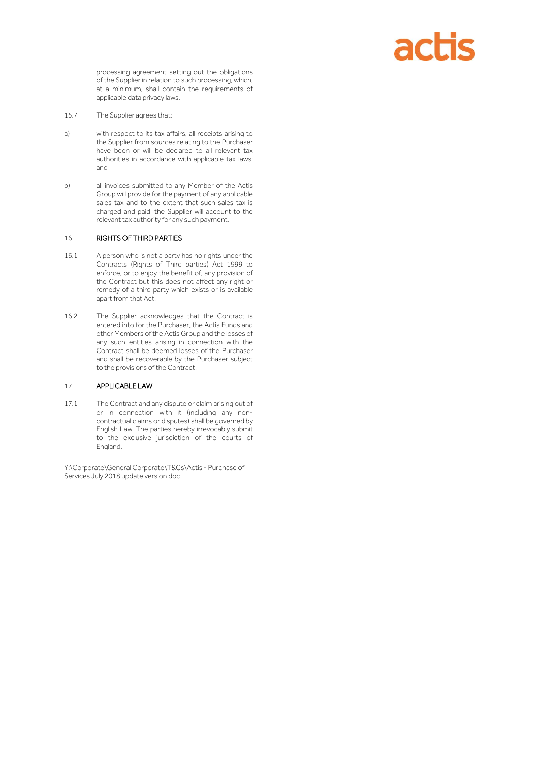processing agreement setting out the obligations of the Supplier in relation to such processing, which, at a minimum, shall contain the requirements of applicable data privacy laws.

15.7 The Supplier agrees that:

a) with respect to its tax affairs, all receipts arising to the Supplier from sources relating to the Purchaser have been or will be declared to all relevant tax authorities in accordance with applicable tax laws; and

b) all invoices submitted to any Member of the Actis Group will provide for the payment of any applicable sales tax and to the extent that such sales tax is charged and paid, the Supplier will account to the relevant tax authority for any such payment.

## 16 RIGHTS OF THIRD PARTIES

16.1 A person who is not a party has no rights under the Contracts (Rights of Third parties) Act 1999 to enforce, or to enjoy the benefit of, any provision of the Contract but this does not affect any right or remedy of a third party which exists or is available apart from that Act.

16.2 The Supplier acknowledges that the Contract is entered into for the Purchaser, the Actis Funds and other Members of the Actis Group and the losses of any such entities arising in connection with the Contract shall be deemed losses of the Purchaser and shall be recoverable by the Purchaser subject to the provisions of the Contract.

## 17 APPLICABLE LAW

17.1 The Contract and any dispute or claim arising out of or in connection with it (including any non-contractual claims or disputes) shall be governed by English Law. The parties hereby irrevocably submit to the exclusive jurisdiction of the courts of England.

Y:\Corporate\General Corporate\T&Cs\Actis - Purchase of Services July 2018 update version.doc